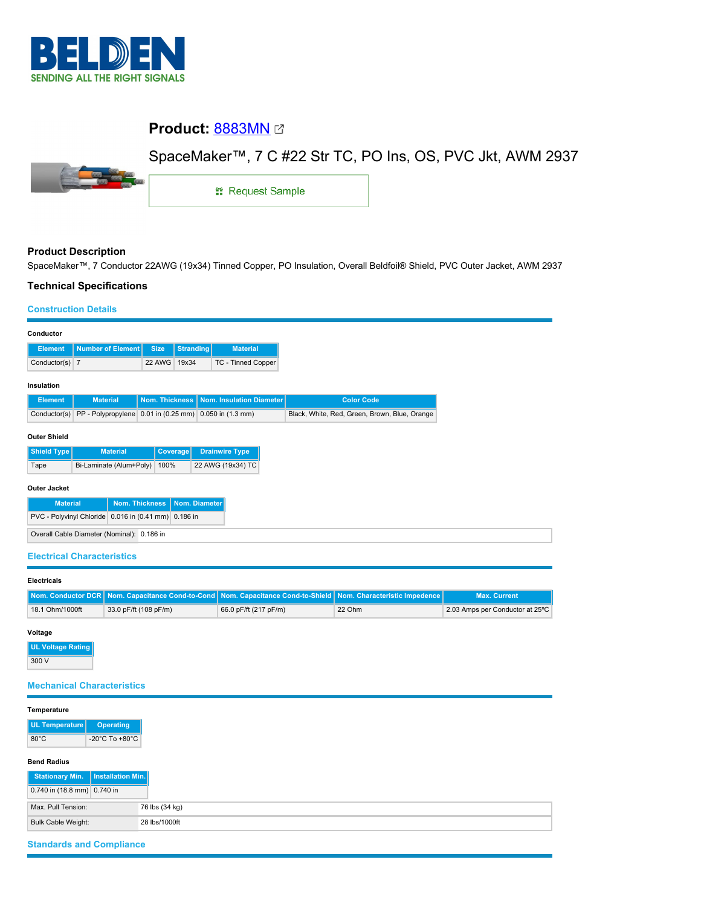BELDEN
SENDING ALL THE RIGHT SIGNALS

# Product: 8883MN

SpaceMaker™, 7 C #22 Str TC, PO Ins, OS, PVC Jkt, AWM 2937

Request Sample

## Product Description

SpaceMaker™, 7 Conductor 22AWG (19x34) Tinned Copper, PO Insulation, Overall Beldfoil® Shield, PVC Outer Jacket, AWM 2937

## Technical Specifications

### Construction Details

**Conductor**

| Element | Number of Element | Size | Stranding | Material |
|---|---|---|---|---|
| Conductor(s) | 7 | 22 AWG | 19x34 | TC - Tinned Copper |

**Insulation**

| Element | Material | Nom. Thickness | Nom. Insulation Diameter | Color Code |
|---|---|---|---|---|
| Conductor(s) | PP - Polypropylene | 0.01 in (0.25 mm) | 0.050 in (1.3 mm) | Black, White, Red, Green, Brown, Blue, Orange |

**Outer Shield**

| Shield Type | Material | Coverage | Drainwire Type |
|---|---|---|---|
| Tape | Bi-Laminate (Alum+Poly) | 100% | 22 AWG (19x34) TC |

**Outer Jacket**

| Material | Nom. Thickness | Nom. Diameter |
|---|---|---|
| PVC - Polyvinyl Chloride | 0.016 in (0.41 mm) | 0.186 in |

| Overall Cable Diameter (Nominal): | 0.186 in |
|---|---|

### Electrical Characteristics

**Electricals**

| Nom. Conductor DCR | Nom. Capacitance Cond-to-Cond | Nom. Capacitance Cond-to-Shield | Nom. Characteristic Impedence | Max. Current |
|---|---|---|---|---|
| 18.1 Ohm/1000ft | 33.0 pF/ft (108 pF/m) | 66.0 pF/ft (217 pF/m) | 22 Ohm | 2.03 Amps per Conductor at 25°C |

**Voltage**

| UL Voltage Rating |
|---|
| 300 V |

### Mechanical Characteristics

**Temperature**

| UL Temperature | Operating |
|---|---|
| 80°C | -20°C To +80°C |

**Bend Radius**

| Stationary Min. | Installation Min. |
|---|---|
| 0.740 in (18.8 mm) | 0.740 in |

| Max. Pull Tension: | 76 lbs (34 kg) |
|---|---|
| Bulk Cable Weight: | 28 lbs/1000ft |

### Standards and Compliance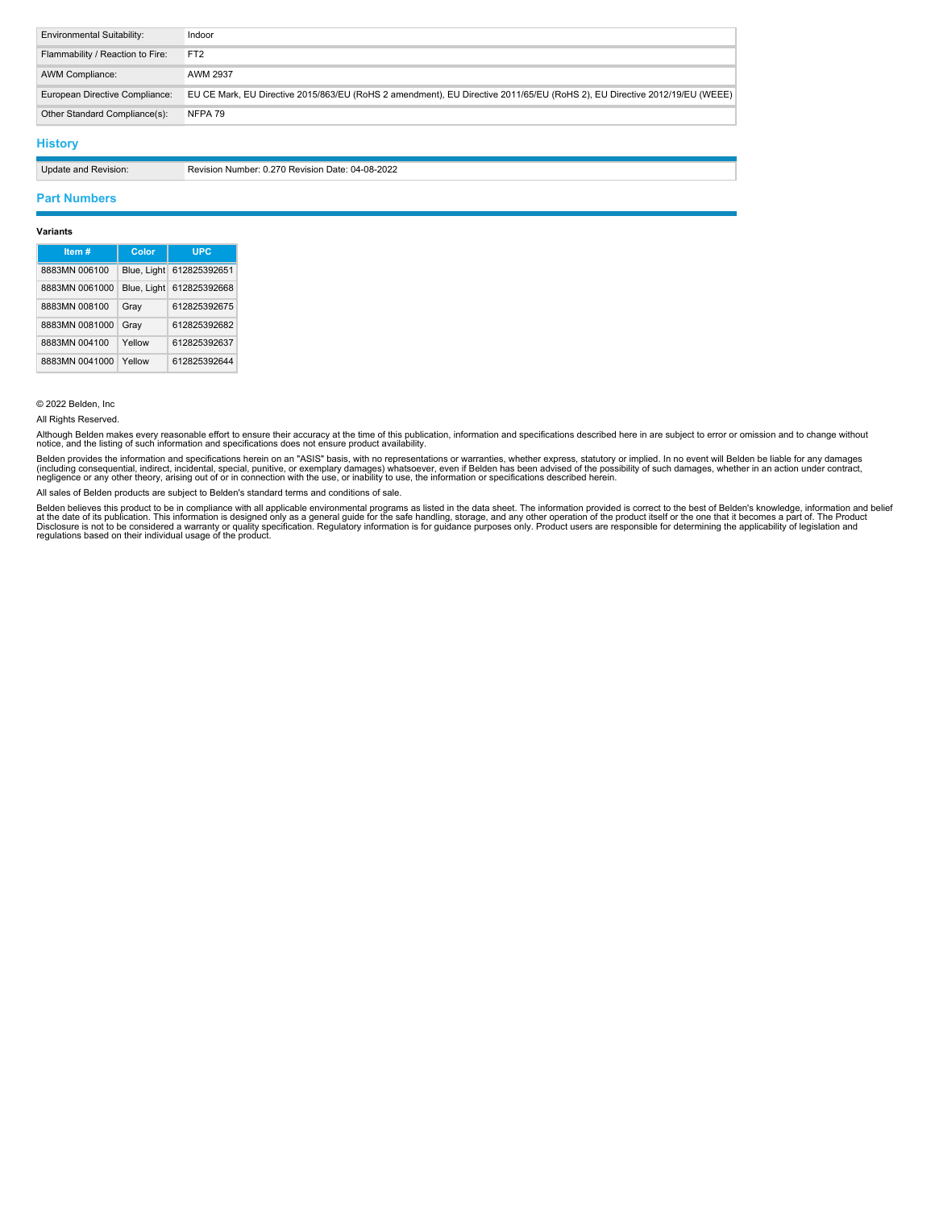| | |
|---|---|
| Environmental Suitability: | Indoor |
| Flammability / Reaction to Fire: | FT2 |
| AWM Compliance: | AWM 2937 |
| European Directive Compliance: | EU CE Mark, EU Directive 2015/863/EU (RoHS 2 amendment), EU Directive 2011/65/EU (RoHS 2), EU Directive 2012/19/EU (WEEE) |
| Other Standard Compliance(s): | NFPA 79 |

## History

| | |
|---|---|
| Update and Revision: | Revision Number: 0.270 Revision Date: 04-08-2022 |

## Part Numbers

**Variants**

| Item # | Color | UPC |
|---|---|---|
| 8883MN 006100 | Blue, Light | 612825392651 |
| 8883MN 0061000 | Blue, Light | 612825392668 |
| 8883MN 008100 | Gray | 612825392675 |
| 8883MN 0081000 | Gray | 612825392682 |
| 8883MN 004100 | Yellow | 612825392637 |
| 8883MN 0041000 | Yellow | 612825392644 |

© 2022 Belden, Inc

All Rights Reserved.

Although Belden makes every reasonable effort to ensure their accuracy at the time of this publication, information and specifications described here in are subject to error or omission and to change without notice, and the listing of such information and specifications does not ensure product availability.

Belden provides the information and specifications herein on an "ASIS" basis, with no representations or warranties, whether express, statutory or implied. In no event will Belden be liable for any damages (including consequential, indirect, incidental, special, punitive, or exemplary damages) whatsoever, even if Belden has been advised of the possibility of such damages, whether in an action under contract, negligence or any other theory, arising out of or in connection with the use, or inability to use, the information or specifications described herein.

All sales of Belden products are subject to Belden's standard terms and conditions of sale.

Belden believes this product to be in compliance with all applicable environmental programs as listed in the data sheet. The information provided is correct to the best of Belden's knowledge, information and belief at the date of its publication. This information is designed only as a general guide for the safe handling, storage, and any other operation of the product itself or the one that it becomes a part of. The Product Disclosure is not to be considered a warranty or quality specification. Regulatory information is for guidance purposes only. Product users are responsible for determining the applicability of legislation and regulations based on their individual usage of the product.